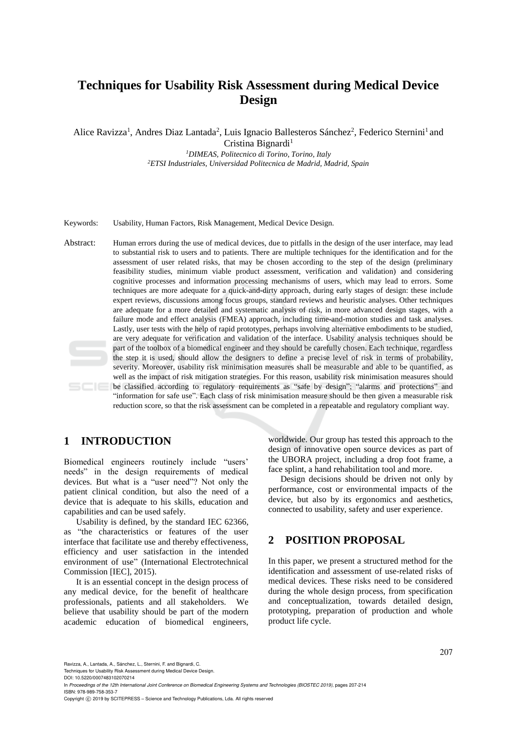# Techniques for Usability Risk Assessment during Medical Device Design

Alice Ravizza[1], Andres Diaz Lantada[2], Luis Ignacio Ballesteros Sánchez[2], Federico Sternini[1] and Cristina Bignardi[1]

[1]*DIMEAS, Politecnico di Torino, Torino, Italy*
[2]*ETSI Industriales, Universidad Politecnica de Madrid, Madrid, Spain*

Keywords: Usability, Human Factors, Risk Management, Medical Device Design.

Abstract: Human errors during the use of medical devices, due to pitfalls in the design of the user interface, may lead to substantial risk to users and to patients. There are multiple techniques for the identification and for the assessment of user related risks, that may be chosen according to the step of the design (preliminary feasibility studies, minimum viable product assessment, verification and validation) and considering cognitive processes and information processing mechanisms of users, which may lead to errors. Some techniques are more adequate for a quick-and-dirty approach, during early stages of design: these include expert reviews, discussions among focus groups, standard reviews and heuristic analyses. Other techniques are adequate for a more detailed and systematic analysis of risk, in more advanced design stages, with a failure mode and effect analysis (FMEA) approach, including time-and-motion studies and task analyses. Lastly, user tests with the help of rapid prototypes, perhaps involving alternative embodiments to be studied, are very adequate for verification and validation of the interface. Usability analysis techniques should be part of the toolbox of a biomedical engineer and they should be carefully chosen. Each technique, regardless the step it is used, should allow the designers to define a precise level of risk in terms of probability, severity. Moreover, usability risk minimisation measures shall be measurable and able to be quantified, as well as the impact of risk mitigation strategies. For this reason, usability risk minimisation measures should be classified according to regulatory requirements as "safe by design"; "alarms and protections" and "information for safe use". Each class of risk minimisation measure should be then given a measurable risk reduction score, so that the risk assessment can be completed in a repeatable and regulatory compliant way.

## 1 INTRODUCTION

Biomedical engineers routinely include "users' needs" in the design requirements of medical devices. But what is a "user need"? Not only the patient clinical condition, but also the need of a device that is adequate to his skills, education and capabilities and can be used safely.

Usability is defined, by the standard IEC 62366, as "the characteristics or features of the user interface that facilitate use and thereby effectiveness, efficiency and user satisfaction in the intended environment of use" (International Electrotechnical Commission [IEC], 2015).

It is an essential concept in the design process of any medical device, for the benefit of healthcare professionals, patients and all stakeholders. We believe that usability should be part of the modern academic education of biomedical engineers, worldwide. Our group has tested this approach to the design of innovative open source devices as part of the UBORA project, including a drop foot frame, a face splint, a hand rehabilitation tool and more.

Design decisions should be driven not only by performance, cost or environmental impacts of the device, but also by its ergonomics and aesthetics, connected to usability, safety and user experience.

## 2 POSITION PROPOSAL

In this paper, we present a structured method for the identification and assessment of use-related risks of medical devices. These risks need to be considered during the whole design process, from specification and conceptualization, towards detailed design, prototyping, preparation of production and whole product life cycle.

Ravizza, A., Lantada, A., Sánchez, L., Sternini, F. and Bignardi, C.
Techniques for Usability Risk Assessment during Medical Device Design.
DOI: 10.5220/0007483102070214
In *Proceedings of the 12th International Joint Conference on Biomedical Engineering Systems and Technologies (BIOSTEC 2019)*, pages 207-214
ISBN: 978-989-758-353-7
Copyright © 2019 by SCITEPRESS – Science and Technology Publications, Lda. All rights reserved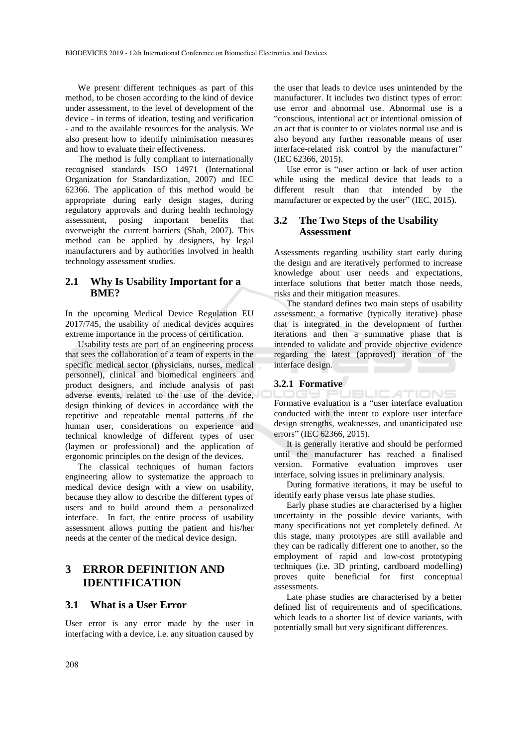We present different techniques as part of this method, to be chosen according to the kind of device under assessment, to the level of development of the device - in terms of ideation, testing and verification - and to the available resources for the analysis. We also present how to identify minimisation measures and how to evaluate their effectiveness.

The method is fully compliant to internationally recognised standards ISO 14971 (International Organization for Standardization, 2007) and IEC 62366. The application of this method would be appropriate during early design stages, during regulatory approvals and during health technology assessment, posing important benefits that overweight the current barriers (Shah, 2007). This method can be applied by designers, by legal manufacturers and by authorities involved in health technology assessment studies.

### 2.1 Why Is Usability Important for a BME?

In the upcoming Medical Device Regulation EU 2017/745, the usability of medical devices acquires extreme importance in the process of certification.

Usability tests are part of an engineering process that sees the collaboration of a team of experts in the specific medical sector (physicians, nurses, medical personnel), clinical and biomedical engineers and product designers, and include analysis of past adverse events, related to the use of the device, design thinking of devices in accordance with the repetitive and repeatable mental patterns of the human user, considerations on experience and technical knowledge of different types of user (laymen or professional) and the application of ergonomic principles on the design of the devices.

The classical techniques of human factors engineering allow to systematize the approach to medical device design with a view on usability, because they allow to describe the different types of users and to build around them a personalized interface. In fact, the entire process of usability assessment allows putting the patient and his/her needs at the center of the medical device design.

## 3 ERROR DEFINITION AND IDENTIFICATION

### 3.1 What is a User Error

User error is any error made by the user in interfacing with a device, i.e. any situation caused by the user that leads to device uses unintended by the manufacturer. It includes two distinct types of error: use error and abnormal use. Abnormal use is a "conscious, intentional act or intentional omission of an act that is counter to or violates normal use and is also beyond any further reasonable means of user interface-related risk control by the manufacturer" (IEC 62366, 2015).

Use error is "user action or lack of user action while using the medical device that leads to a different result than that intended by the manufacturer or expected by the user" (IEC, 2015).

### 3.2 The Two Steps of the Usability Assessment

Assessments regarding usability start early during the design and are iteratively performed to increase knowledge about user needs and expectations, interface solutions that better match those needs, risks and their mitigation measures.

The standard defines two main steps of usability assessment: a formative (typically iterative) phase that is integrated in the development of further iterations and then a summative phase that is intended to validate and provide objective evidence regarding the latest (approved) iteration of the interface design.

#### 3.2.1 Formative

Formative evaluation is a "user interface evaluation conducted with the intent to explore user interface design strengths, weaknesses, and unanticipated use errors" (IEC 62366, 2015).

It is generally iterative and should be performed until the manufacturer has reached a finalised version. Formative evaluation improves user interface, solving issues in preliminary analysis.

During formative iterations, it may be useful to identify early phase versus late phase studies.

Early phase studies are characterised by a higher uncertainty in the possible device variants, with many specifications not yet completely defined. At this stage, many prototypes are still available and they can be radically different one to another, so the employment of rapid and low-cost prototyping techniques (i.e. 3D printing, cardboard modelling) proves quite beneficial for first conceptual assessments.

Late phase studies are characterised by a better defined list of requirements and of specifications, which leads to a shorter list of device variants, with potentially small but very significant differences.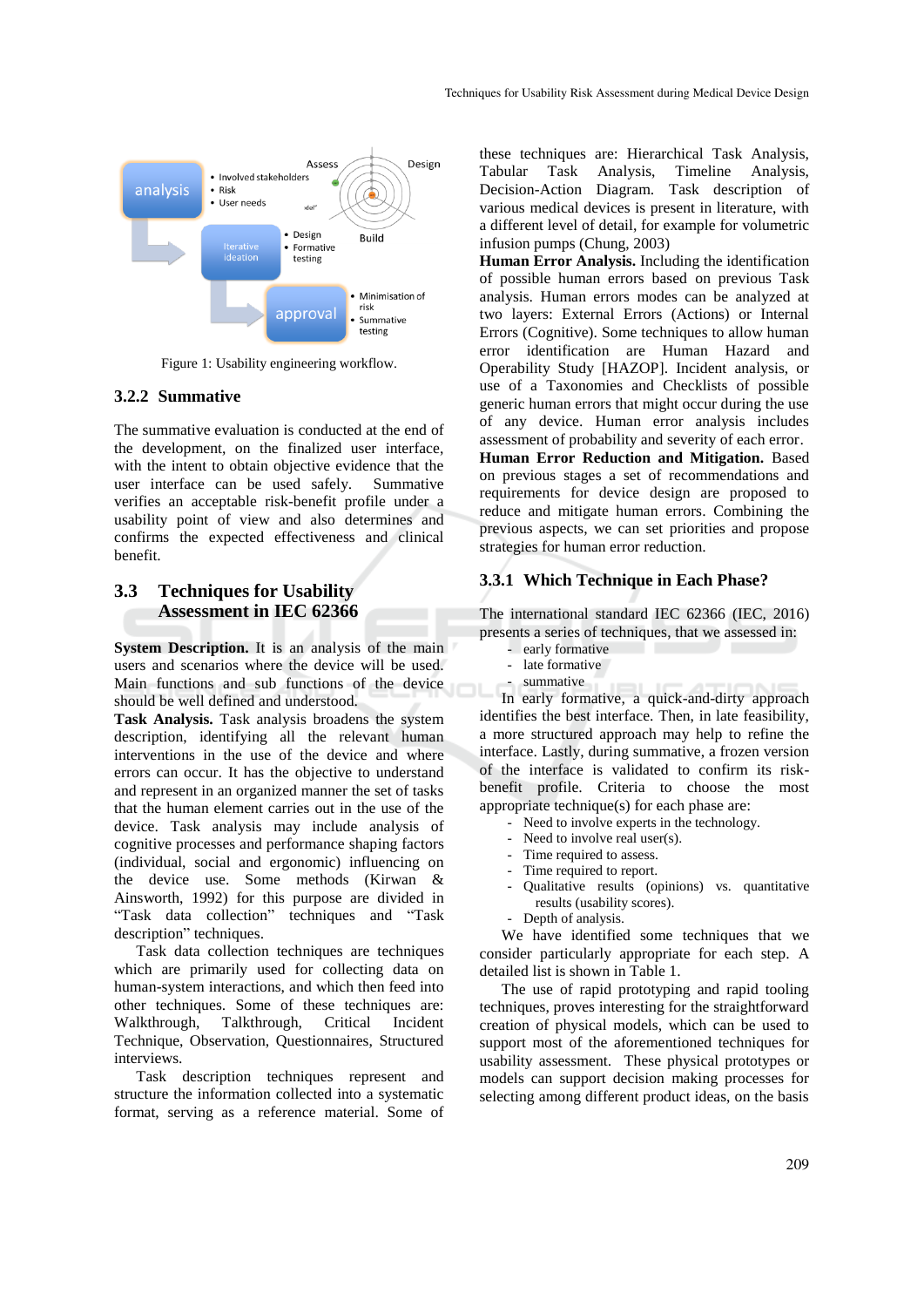Figure 1: Usability engineering workflow.

### 3.2.2 Summative

The summative evaluation is conducted at the end of the development, on the finalized user interface, with the intent to obtain objective evidence that the user interface can be used safely. Summative verifies an acceptable risk-benefit profile under a usability point of view and also determines and confirms the expected effectiveness and clinical benefit.

## 3.3 Techniques for Usability Assessment in IEC 62366

**System Description.** It is an analysis of the main users and scenarios where the device will be used. Main functions and sub functions of the device should be well defined and understood.

**Task Analysis.** Task analysis broadens the system description, identifying all the relevant human interventions in the use of the device and where errors can occur. It has the objective to understand and represent in an organized manner the set of tasks that the human element carries out in the use of the device. Task analysis may include analysis of cognitive processes and performance shaping factors (individual, social and ergonomic) influencing on the device use. Some methods (Kirwan & Ainsworth, 1992) for this purpose are divided in "Task data collection" techniques and "Task description" techniques.

Task data collection techniques are techniques which are primarily used for collecting data on human-system interactions, and which then feed into other techniques. Some of these techniques are: Walkthrough, Talkthrough, Critical Incident Technique, Observation, Questionnaires, Structured interviews.

Task description techniques represent and structure the information collected into a systematic format, serving as a reference material. Some of these techniques are: Hierarchical Task Analysis, Tabular Task Analysis, Timeline Analysis, Decision-Action Diagram. Task description of various medical devices is present in literature, with a different level of detail, for example for volumetric infusion pumps (Chung, 2003)

**Human Error Analysis.** Including the identification of possible human errors based on previous Task analysis. Human errors modes can be analyzed at two layers: External Errors (Actions) or Internal Errors (Cognitive). Some techniques to allow human error identification are Human Hazard and Operability Study [HAZOP]. Incident analysis, or use of a Taxonomies and Checklists of possible generic human errors that might occur during the use of any device. Human error analysis includes assessment of probability and severity of each error.

**Human Error Reduction and Mitigation.** Based on previous stages a set of recommendations and requirements for device design are proposed to reduce and mitigate human errors. Combining the previous aspects, we can set priorities and propose strategies for human error reduction.

### 3.3.1 Which Technique in Each Phase?

The international standard IEC 62366 (IEC, 2016) presents a series of techniques, that we assessed in:

- early formative
- late formative
- summative

In early formative, a quick-and-dirty approach identifies the best interface. Then, in late feasibility, a more structured approach may help to refine the interface. Lastly, during summative, a frozen version of the interface is validated to confirm its risk-benefit profile. Criteria to choose the most appropriate technique(s) for each phase are:

- Need to involve experts in the technology.
- Need to involve real user(s).
- Time required to assess.
- Time required to report.
- Qualitative results (opinions) vs. quantitative results (usability scores).
- Depth of analysis.

We have identified some techniques that we consider particularly appropriate for each step. A detailed list is shown in Table 1.

The use of rapid prototyping and rapid tooling techniques, proves interesting for the straightforward creation of physical models, which can be used to support most of the aforementioned techniques for usability assessment. These physical prototypes or models can support decision making processes for selecting among different product ideas, on the basis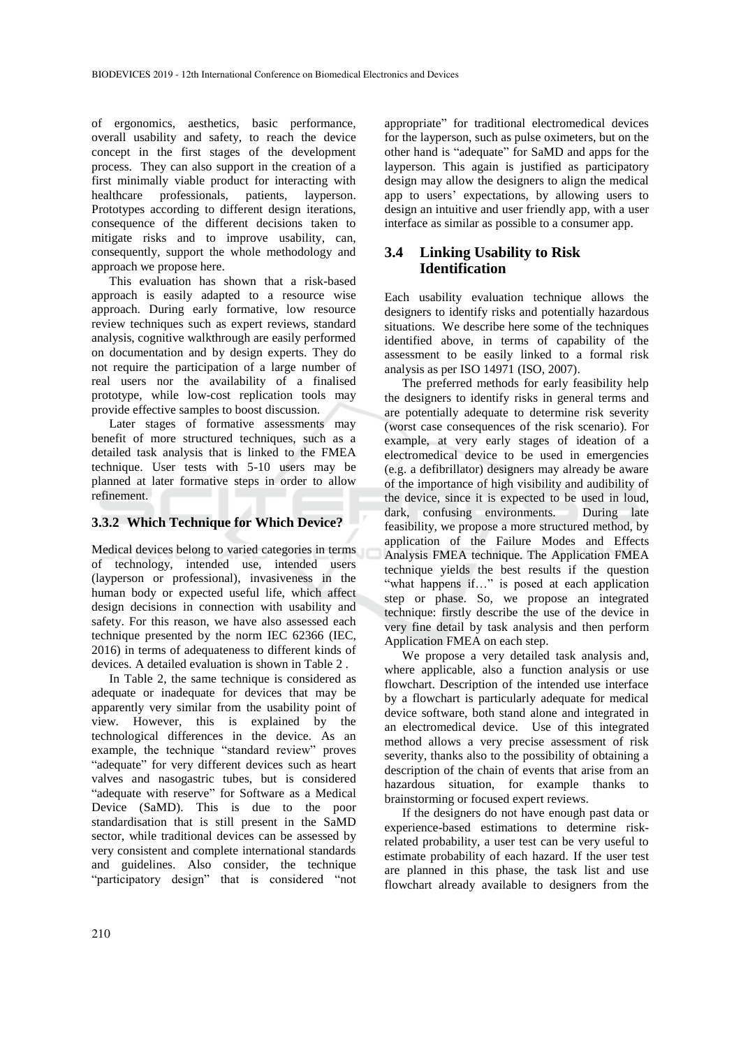of ergonomics, aesthetics, basic performance, overall usability and safety, to reach the device concept in the first stages of the development process. They can also support in the creation of a first minimally viable product for interacting with healthcare professionals, patients, layperson. Prototypes according to different design iterations, consequence of the different decisions taken to mitigate risks and to improve usability, can, consequently, support the whole methodology and approach we propose here.

This evaluation has shown that a risk-based approach is easily adapted to a resource wise approach. During early formative, low resource review techniques such as expert reviews, standard analysis, cognitive walkthrough are easily performed on documentation and by design experts. They do not require the participation of a large number of real users nor the availability of a finalised prototype, while low-cost replication tools may provide effective samples to boost discussion.

Later stages of formative assessments may benefit of more structured techniques, such as a detailed task analysis that is linked to the FMEA technique. User tests with 5-10 users may be planned at later formative steps in order to allow refinement.

### 3.3.2 Which Technique for Which Device?

Medical devices belong to varied categories in terms of technology, intended use, intended users (layperson or professional), invasiveness in the human body or expected useful life, which affect design decisions in connection with usability and safety. For this reason, we have also assessed each technique presented by the norm IEC 62366 (IEC, 2016) in terms of adequateness to different kinds of devices. A detailed evaluation is shown in Table 2 .

In Table 2, the same technique is considered as adequate or inadequate for devices that may be apparently very similar from the usability point of view. However, this is explained by the technological differences in the device. As an example, the technique "standard review" proves "adequate" for very different devices such as heart valves and nasogastric tubes, but is considered "adequate with reserve" for Software as a Medical Device (SaMD). This is due to the poor standardisation that is still present in the SaMD sector, while traditional devices can be assessed by very consistent and complete international standards and guidelines. Also consider, the technique "participatory design" that is considered "not appropriate" for traditional electromedical devices for the layperson, such as pulse oximeters, but on the other hand is "adequate" for SaMD and apps for the layperson. This again is justified as participatory design may allow the designers to align the medical app to users' expectations, by allowing users to design an intuitive and user friendly app, with a user interface as similar as possible to a consumer app.

## 3.4 Linking Usability to Risk Identification

Each usability evaluation technique allows the designers to identify risks and potentially hazardous situations. We describe here some of the techniques identified above, in terms of capability of the assessment to be easily linked to a formal risk analysis as per ISO 14971 (ISO, 2007).

The preferred methods for early feasibility help the designers to identify risks in general terms and are potentially adequate to determine risk severity (worst case consequences of the risk scenario). For example, at very early stages of ideation of a electromedical device to be used in emergencies (e.g. a defibrillator) designers may already be aware of the importance of high visibility and audibility of the device, since it is expected to be used in loud, dark, confusing environments. During late feasibility, we propose a more structured method, by application of the Failure Modes and Effects Analysis FMEA technique. The Application FMEA technique yields the best results if the question "what happens if…" is posed at each application step or phase. So, we propose an integrated technique: firstly describe the use of the device in very fine detail by task analysis and then perform Application FMEA on each step.

We propose a very detailed task analysis and, where applicable, also a function analysis or use flowchart. Description of the intended use interface by a flowchart is particularly adequate for medical device software, both stand alone and integrated in an electromedical device. Use of this integrated method allows a very precise assessment of risk severity, thanks also to the possibility of obtaining a description of the chain of events that arise from an hazardous situation, for example thanks to brainstorming or focused expert reviews.

If the designers do not have enough past data or experience-based estimations to determine risk-related probability, a user test can be very useful to estimate probability of each hazard. If the user test are planned in this phase, the task list and use flowchart already available to designers from the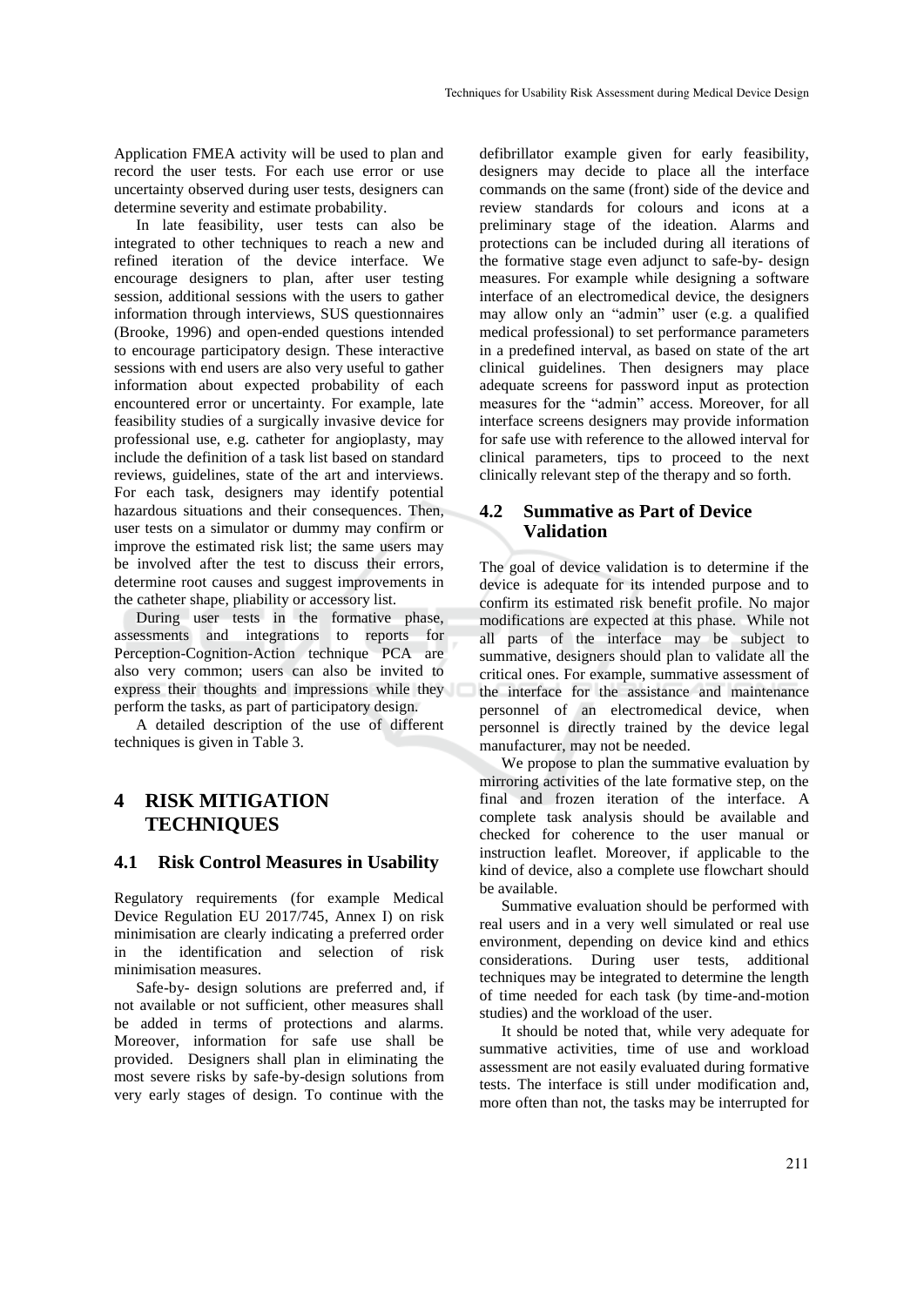Application FMEA activity will be used to plan and record the user tests. For each use error or use uncertainty observed during user tests, designers can determine severity and estimate probability.

In late feasibility, user tests can also be integrated to other techniques to reach a new and refined iteration of the device interface. We encourage designers to plan, after user testing session, additional sessions with the users to gather information through interviews, SUS questionnaires (Brooke, 1996) and open-ended questions intended to encourage participatory design. These interactive sessions with end users are also very useful to gather information about expected probability of each encountered error or uncertainty. For example, late feasibility studies of a surgically invasive device for professional use, e.g. catheter for angioplasty, may include the definition of a task list based on standard reviews, guidelines, state of the art and interviews. For each task, designers may identify potential hazardous situations and their consequences. Then, user tests on a simulator or dummy may confirm or improve the estimated risk list; the same users may be involved after the test to discuss their errors, determine root causes and suggest improvements in the catheter shape, pliability or accessory list.

During user tests in the formative phase, assessments and integrations to reports for Perception-Cognition-Action technique PCA are also very common; users can also be invited to express their thoughts and impressions while they perform the tasks, as part of participatory design.

A detailed description of the use of different techniques is given in Table 3.

## 4 RISK MITIGATION TECHNIQUES

### 4.1 Risk Control Measures in Usability

Regulatory requirements (for example Medical Device Regulation EU 2017/745, Annex I) on risk minimisation are clearly indicating a preferred order in the identification and selection of risk minimisation measures.

Safe-by- design solutions are preferred and, if not available or not sufficient, other measures shall be added in terms of protections and alarms. Moreover, information for safe use shall be provided. Designers shall plan in eliminating the most severe risks by safe-by-design solutions from very early stages of design. To continue with the defibrillator example given for early feasibility, designers may decide to place all the interface commands on the same (front) side of the device and review standards for colours and icons at a preliminary stage of the ideation. Alarms and protections can be included during all iterations of the formative stage even adjunct to safe-by- design measures. For example while designing a software interface of an electromedical device, the designers may allow only an "admin" user (e.g. a qualified medical professional) to set performance parameters in a predefined interval, as based on state of the art clinical guidelines. Then designers may place adequate screens for password input as protection measures for the "admin" access. Moreover, for all interface screens designers may provide information for safe use with reference to the allowed interval for clinical parameters, tips to proceed to the next clinically relevant step of the therapy and so forth.

### 4.2 Summative as Part of Device Validation

The goal of device validation is to determine if the device is adequate for its intended purpose and to confirm its estimated risk benefit profile. No major modifications are expected at this phase. While not all parts of the interface may be subject to summative, designers should plan to validate all the critical ones. For example, summative assessment of the interface for the assistance and maintenance personnel of an electromedical device, when personnel is directly trained by the device legal manufacturer, may not be needed.

We propose to plan the summative evaluation by mirroring activities of the late formative step, on the final and frozen iteration of the interface. A complete task analysis should be available and checked for coherence to the user manual or instruction leaflet. Moreover, if applicable to the kind of device, also a complete use flowchart should be available.

Summative evaluation should be performed with real users and in a very well simulated or real use environment, depending on device kind and ethics considerations. During user tests, additional techniques may be integrated to determine the length of time needed for each task (by time-and-motion studies) and the workload of the user.

It should be noted that, while very adequate for summative activities, time of use and workload assessment are not easily evaluated during formative tests. The interface is still under modification and, more often than not, the tasks may be interrupted for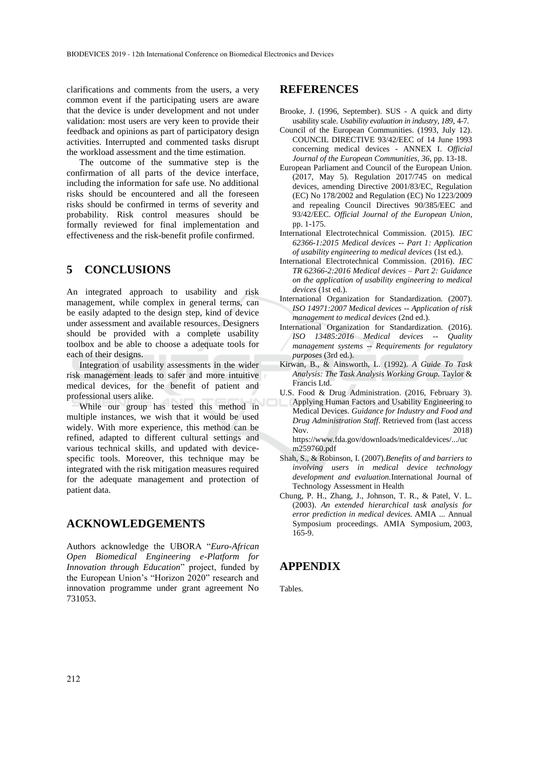clarifications and comments from the users, a very common event if the participating users are aware that the device is under development and not under validation: most users are very keen to provide their feedback and opinions as part of participatory design activities. Interrupted and commented tasks disrupt the workload assessment and the time estimation.

The outcome of the summative step is the confirmation of all parts of the device interface, including the information for safe use. No additional risks should be encountered and all the foreseen risks should be confirmed in terms of severity and probability. Risk control measures should be formally reviewed for final implementation and effectiveness and the risk-benefit profile confirmed.

## 5 CONCLUSIONS

An integrated approach to usability and risk management, while complex in general terms, can be easily adapted to the design step, kind of device under assessment and available resources. Designers should be provided with a complete usability toolbox and be able to choose a adequate tools for each of their designs.

Integration of usability assessments in the wider risk management leads to safer and more intuitive medical devices, for the benefit of patient and professional users alike.

While our group has tested this method in multiple instances, we wish that it would be used widely. With more experience, this method can be refined, adapted to different cultural settings and various technical skills, and updated with device-specific tools. Moreover, this technique may be integrated with the risk mitigation measures required for the adequate management and protection of patient data.

## ACKNOWLEDGEMENTS

Authors acknowledge the UBORA "*Euro-African Open Biomedical Engineering e-Platform for Innovation through Education*" project, funded by the European Union's "Horizon 2020" research and innovation programme under grant agreement No 731053.

## REFERENCES

Brooke, J. (1996, September). SUS - A quick and dirty usability scale. *Usability evaluation in industry, 189*, 4-7.

Council of the European Communities. (1993, July 12). COUNCIL DIRECTIVE 93/42/EEC of 14 June 1993 concerning medical devices - ANNEX I. *Official Journal of the European Communities, 36*, pp. 13-18.

European Parliament and Council of the European Union. (2017, May 5). Regulation 2017/745 on medical devices, amending Directive 2001/83/EC, Regulation (EC) No 178/2002 and Regulation (EC) No 1223/2009 and repealing Council Directives 90/385/EEC and 93/42/EEC. *Official Journal of the European Union*, pp. 1-175.

International Electrotechnical Commission. (2015). *IEC 62366-1:2015 Medical devices -- Part 1: Application of usability engineering to medical devices* (1st ed.).

International Electrotechnical Commission. (2016). *IEC TR 62366-2:2016 Medical devices – Part 2: Guidance on the application of usability engineering to medical devices* (1st ed.).

International Organization for Standardization. (2007). *ISO 14971:2007 Medical devices -- Application of risk management to medical devices* (2nd ed.).

International Organization for Standardization. (2016). *ISO 13485:2016 Medical devices -- Quality management systems -- Requirements for regulatory purposes* (3rd ed.).

Kirwan, B., & Ainsworth, L. (1992). *A Guide To Task Analysis: The Task Analysis Working Group.* Taylor & Francis Ltd.

U.S. Food & Drug Administration. (2016, February 3). Applying Human Factors and Usability Engineering to Medical Devices. *Guidance for Industry and Food and Drug Administration Staff*. Retrieved from (last access Nov. 2018) https://www.fda.gov/downloads/medicaldevices/.../ucm259760.pdf

Shah, S., & Robinson, I. (2007).*Benefits of and barriers to involving users in medical device technology development and evaluation.*International Journal of Technology Assessment in Health

Chung, P. H., Zhang, J., Johnson, T. R., & Patel, V. L. (2003). *An extended hierarchical task analysis for error prediction in medical devices.* AMIA ... Annual Symposium proceedings. AMIA Symposium, 2003, 165-9.

## APPENDIX

Tables.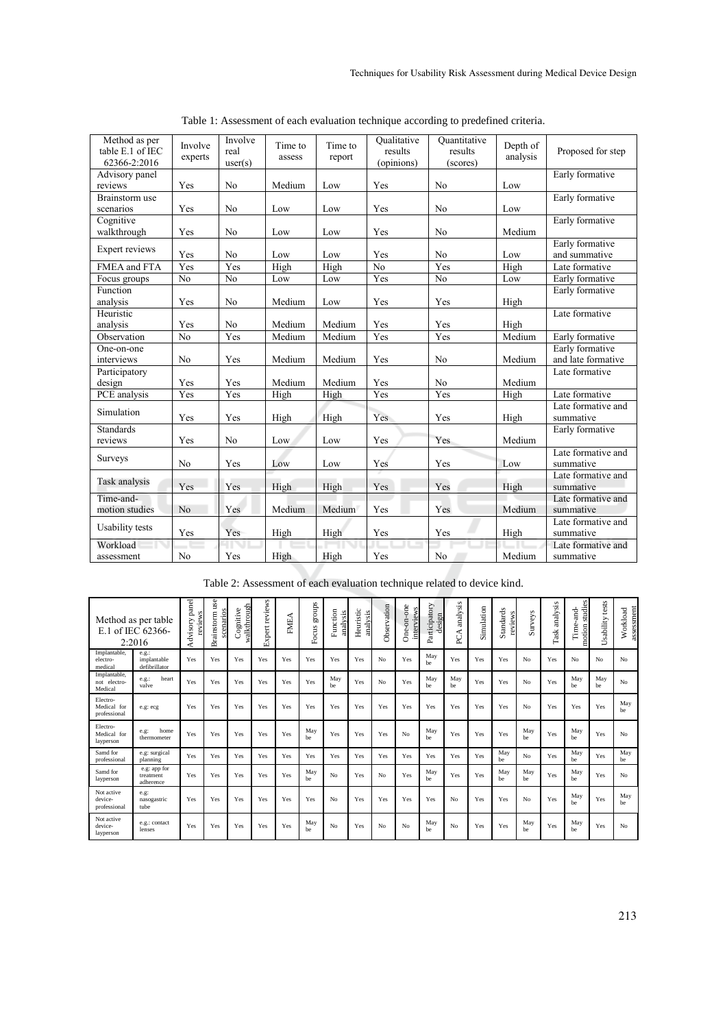Table 1: Assessment of each evaluation technique according to predefined criteria.

| Method as per table E.1 of IEC 62366-2:2016 | Involve experts | Involve real user(s) | Time to assess | Time to report | Qualitative results (opinions) | Quantitative results (scores) | Depth of analysis | Proposed for step |
|---|---|---|---|---|---|---|---|---|
| Advisory panel reviews | Yes | No | Medium | Low | Yes | No | Low | Early formative |
| Brainstorm use scenarios | Yes | No | Low | Low | Yes | No | Low | Early formative |
| Cognitive walkthrough | Yes | No | Low | Low | Yes | No | Medium | Early formative |
| Expert reviews | Yes | No | Low | Low | Yes | No | Low | Early formative and summative |
| FMEA and FTA | Yes | Yes | High | High | No | Yes | High | Late formative |
| Focus groups | No | No | Low | Low | Yes | No | Low | Early formative |
| Function analysis | Yes | No | Medium | Low | Yes | Yes | High | Early formative |
| Heuristic analysis | Yes | No | Medium | Medium | Yes | Yes | High | Late formative |
| Observation | No | Yes | Medium | Medium | Yes | Yes | Medium | Early formative |
| One-on-one interviews | No | Yes | Medium | Medium | Yes | No | Medium | Early formative and late formative |
| Participatory design | Yes | Yes | Medium | Medium | Yes | No | Medium | Late formative |
| PCE analysis | Yes | Yes | High | High | Yes | Yes | High | Late formative |
| Simulation | Yes | Yes | High | High | Yes | Yes | High | Late formative and summative |
| Standards reviews | Yes | No | Low | Low | Yes | Yes | Medium | Early formative |
| Surveys | No | Yes | Low | Low | Yes | Yes | Low | Late formative and summative |
| Task analysis | Yes | Yes | High | High | Yes | Yes | High | Late formative and summative |
| Time-and-motion studies | No | Yes | Medium | Medium | Yes | Yes | Medium | Late formative and summative |
| Usability tests | Yes | Yes | High | High | Yes | Yes | High | Late formative and summative |
| Workload assessment | No | Yes | High | High | Yes | No | Medium | Late formative and summative |

Table 2: Assessment of each evaluation technique related to device kind.

| Method as per table E.1 of IEC 62366-2:2016 | | Advisory panel reviews | Brainstorm use scenarios | Cognitive walkthrough | Expert reviews | FMEA | Focus groups | Function analysis | Heuristic analysis | Observation | One-on-one interviews | Participatory design | PCA analysis | Simulation | Standards reviews | Surveys | Task analysis | Time-and-motion studies | Usability tests | Workload assessment |
|---|---|---|---|---|---|---|---|---|---|---|---|---|---|---|---|---|---|---|---|---|
| Implantable, electro-medical | e.g.: implantable defibrillator | Yes | Yes | Yes | Yes | Yes | Yes | Yes | Yes | No | Yes | May be | Yes | Yes | Yes | No | Yes | No | No | No |
| Implantable, not electro-Medical | e.g.: heart valve | Yes | Yes | Yes | Yes | Yes | Yes | May be | Yes | No | Yes | May be | May be | Yes | Yes | No | Yes | May be | May be | No |
| Electro-Medical for professional | e.g: ecg | Yes | Yes | Yes | Yes | Yes | Yes | Yes | Yes | Yes | Yes | Yes | Yes | Yes | Yes | No | Yes | Yes | Yes | May be |
| Electro-Medical for layperson | e.g: home thermometer | Yes | Yes | Yes | Yes | Yes | May be | Yes | Yes | Yes | No | May be | Yes | Yes | Yes | May be | Yes | May be | Yes | No |
| Samd for professional | e.g: surgical planning | Yes | Yes | Yes | Yes | Yes | Yes | Yes | Yes | Yes | Yes | Yes | Yes | Yes | May be | No | Yes | May be | Yes | May be |
| Samd for layperson | e.g: app for treatment adherence | Yes | Yes | Yes | Yes | Yes | May be | No | Yes | No | Yes | May be | Yes | Yes | May be | May be | Yes | May be | Yes | No |
| Not active device-professional | e.g: nasogastric tube | Yes | Yes | Yes | Yes | Yes | Yes | No | Yes | Yes | Yes | Yes | No | Yes | Yes | No | Yes | May be | Yes | May be |
| Not active device-layperson | e.g.: contact lenses | Yes | Yes | Yes | Yes | Yes | May be | No | Yes | No | No | May be | No | Yes | Yes | May be | Yes | May be | Yes | No |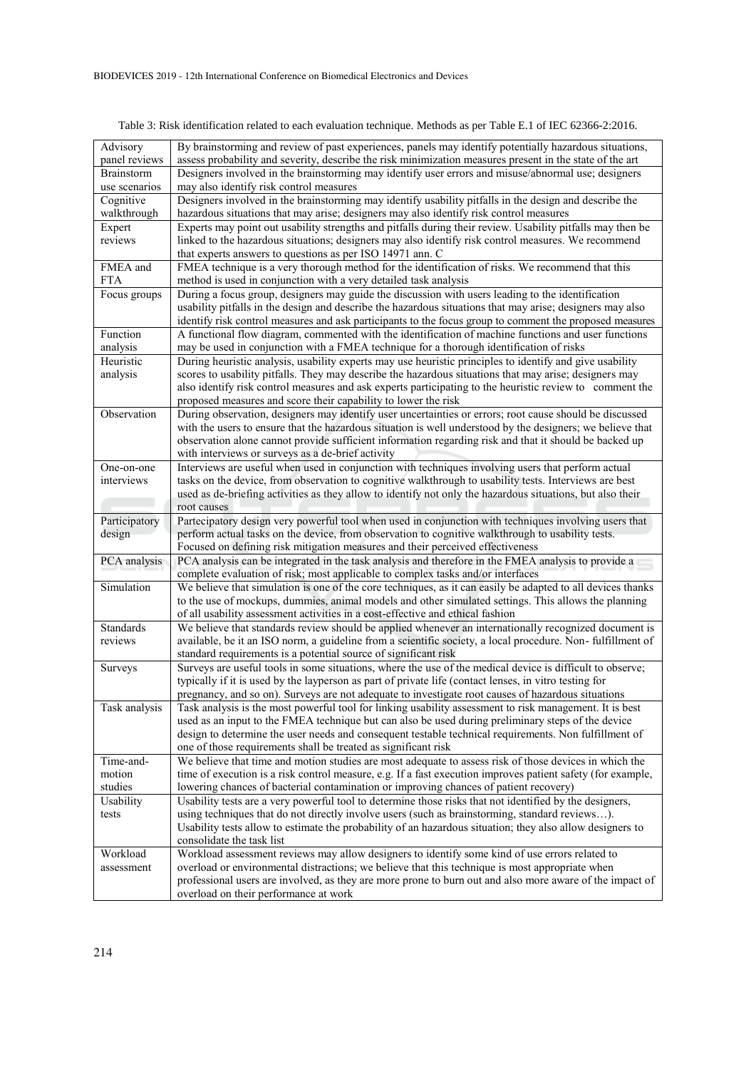Table 3: Risk identification related to each evaluation technique. Methods as per Table E.1 of IEC 62366-2:2016.

| | |
|---|---|
| Advisory panel reviews | By brainstorming and review of past experiences, panels may identify potentially hazardous situations, assess probability and severity, describe the risk minimization measures present in the state of the art |
| Brainstorm use scenarios | Designers involved in the brainstorming may identify user errors and misuse/abnormal use; designers may also identify risk control measures |
| Cognitive walkthrough | Designers involved in the brainstorming may identify usability pitfalls in the design and describe the hazardous situations that may arise; designers may also identify risk control measures |
| Expert reviews | Experts may point out usability strengths and pitfalls during their review. Usability pitfalls may then be linked to the hazardous situations; designers may also identify risk control measures. We recommend that experts answers to questions as per ISO 14971 ann. C |
| FMEA and FTA | FMEA technique is a very thorough method for the identification of risks. We recommend that this method is used in conjunction with a very detailed task analysis |
| Focus groups | During a focus group, designers may guide the discussion with users leading to the identification usability pitfalls in the design and describe the hazardous situations that may arise; designers may also identify risk control measures and ask participants to the focus group to comment the proposed measures |
| Function analysis | A functional flow diagram, commented with the identification of machine functions and user functions may be used in conjunction with a FMEA technique for a thorough identification of risks |
| Heuristic analysis | During heuristic analysis, usability experts may use heuristic principles to identify and give usability scores to usability pitfalls. They may describe the hazardous situations that may arise; designers may also identify risk control measures and ask experts participating to the heuristic review to comment the proposed measures and score their capability to lower the risk |
| Observation | During observation, designers may identify user uncertainties or errors; root cause should be discussed with the users to ensure that the hazardous situation is well understood by the designers; we believe that observation alone cannot provide sufficient information regarding risk and that it should be backed up with interviews or surveys as a de-brief activity |
| One-on-one interviews | Interviews are useful when used in conjunction with techniques involving users that perform actual tasks on the device, from observation to cognitive walkthrough to usability tests. Interviews are best used as de-briefing activities as they allow to identify not only the hazardous situations, but also their root causes |
| Participatory design | Partecipatory design very powerful tool when used in conjunction with techniques involving users that perform actual tasks on the device, from observation to cognitive walkthrough to usability tests. Focused on defining risk mitigation measures and their perceived effectiveness |
| PCA analysis | PCA analysis can be integrated in the task analysis and therefore in the FMEA analysis to provide a complete evaluation of risk; most applicable to complex tasks and/or interfaces |
| Simulation | We believe that simulation is one of the core techniques, as it can easily be adapted to all devices thanks to the use of mockups, dummies, animal models and other simulated settings. This allows the planning of all usability assessment activities in a cost-effective and ethical fashion |
| Standards reviews | We believe that standards review should be applied whenever an internationally recognized document is available, be it an ISO norm, a guideline from a scientific society, a local procedure. Non- fulfillment of standard requirements is a potential source of significant risk |
| Surveys | Surveys are useful tools in some situations, where the use of the medical device is difficult to observe; typically if it is used by the layperson as part of private life (contact lenses, in vitro testing for pregnancy, and so on). Surveys are not adequate to investigate root causes of hazardous situations |
| Task analysis | Task analysis is the most powerful tool for linking usability assessment to risk management. It is best used as an input to the FMEA technique but can also be used during preliminary steps of the device design to determine the user needs and consequent testable technical requirements. Non fulfillment of one of those requirements shall be treated as significant risk |
| Time-and-motion studies | We believe that time and motion studies are most adequate to assess risk of those devices in which the time of execution is a risk control measure, e.g. If a fast execution improves patient safety (for example, lowering chances of bacterial contamination or improving chances of patient recovery) |
| Usability tests | Usability tests are a very powerful tool to determine those risks that not identified by the designers, using techniques that do not directly involve users (such as brainstorming, standard reviews…). Usability tests allow to estimate the probability of an hazardous situation; they also allow designers to consolidate the task list |
| Workload assessment | Workload assessment reviews may allow designers to identify some kind of use errors related to overload or environmental distractions; we believe that this technique is most appropriate when professional users are involved, as they are more prone to burn out and also more aware of the impact of overload on their performance at work |